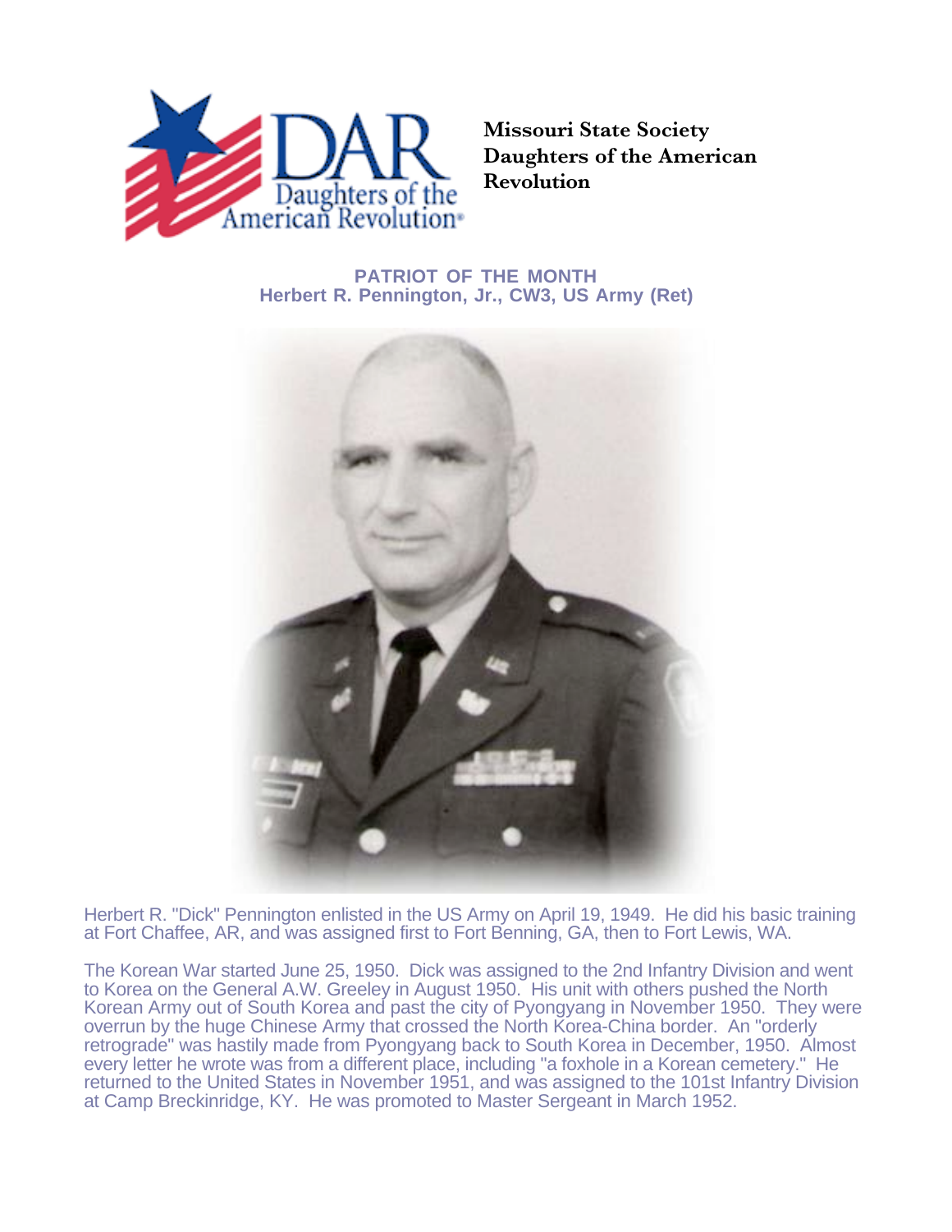Missouri State Society
Daughters of the American Revolution

## PATRIOT OF THE MONTH
## Herbert R. Pennington, Jr., CW3, US Army (Ret)

Herbert R. "Dick" Pennington enlisted in the US Army on April 19, 1949. He did his basic training at Fort Chaffee, AR, and was assigned first to Fort Benning, GA, then to Fort Lewis, WA.

The Korean War started June 25, 1950. Dick was assigned to the 2nd Infantry Division and went to Korea on the General A.W. Greeley in August 1950. His unit with others pushed the North Korean Army out of South Korea and past the city of Pyongyang in November 1950. They were overrun by the huge Chinese Army that crossed the North Korea-China border. An "orderly retrograde" was hastily made from Pyongyang back to South Korea in December, 1950. Almost every letter he wrote was from a different place, including "a foxhole in a Korean cemetery." He returned to the United States in November 1951, and was assigned to the 101st Infantry Division at Camp Breckinridge, KY. He was promoted to Master Sergeant in March 1952.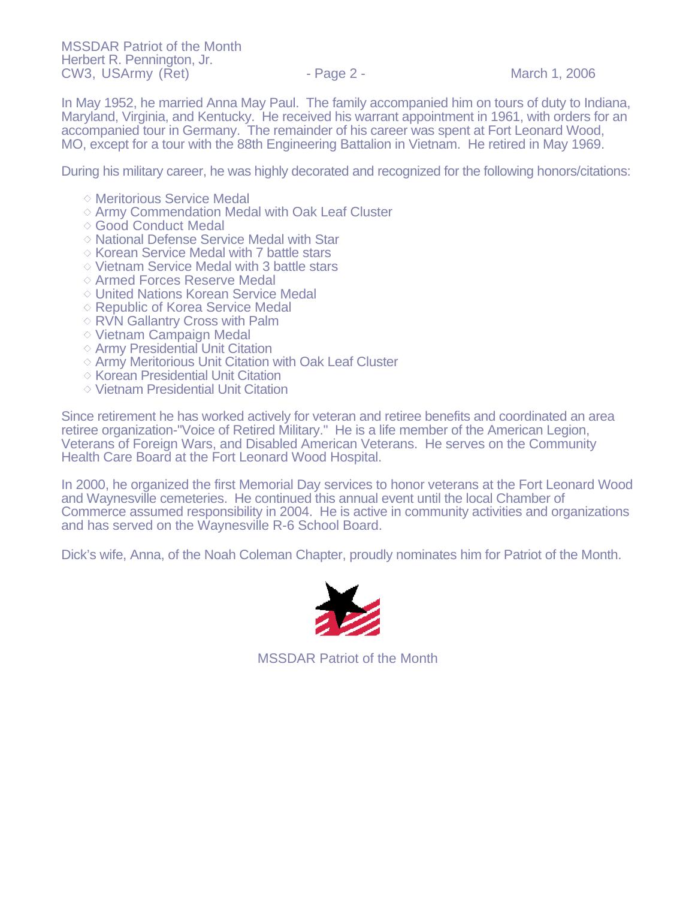In May 1952, he married Anna May Paul. The family accompanied him on tours of duty to Indiana, Maryland, Virginia, and Kentucky. He received his warrant appointment in 1961, with orders for an accompanied tour in Germany. The remainder of his career was spent at Fort Leonard Wood, MO, except for a tour with the 88th Engineering Battalion in Vietnam. He retired in May 1969.

During his military career, he was highly decorated and recognized for the following honors/citations:

- Meritorious Service Medal
- Army Commendation Medal with Oak Leaf Cluster
- Good Conduct Medal
- National Defense Service Medal with Star
- Korean Service Medal with 7 battle stars
- Vietnam Service Medal with 3 battle stars
- Armed Forces Reserve Medal
- United Nations Korean Service Medal
- Republic of Korea Service Medal
- RVN Gallantry Cross with Palm
- Vietnam Campaign Medal
- Army Presidential Unit Citation
- Army Meritorious Unit Citation with Oak Leaf Cluster
- Korean Presidential Unit Citation
- Vietnam Presidential Unit Citation

Since retirement he has worked actively for veteran and retiree benefits and coordinated an area retiree organization-"Voice of Retired Military." He is a life member of the American Legion, Veterans of Foreign Wars, and Disabled American Veterans. He serves on the Community Health Care Board at the Fort Leonard Wood Hospital.

In 2000, he organized the first Memorial Day services to honor veterans at the Fort Leonard Wood and Waynesville cemeteries. He continued this annual event until the local Chamber of Commerce assumed responsibility in 2004. He is active in community activities and organizations and has served on the Waynesville R-6 School Board.

Dick's wife, Anna, of the Noah Coleman Chapter, proudly nominates him for Patriot of the Month.

MSSDAR Patriot of the Month